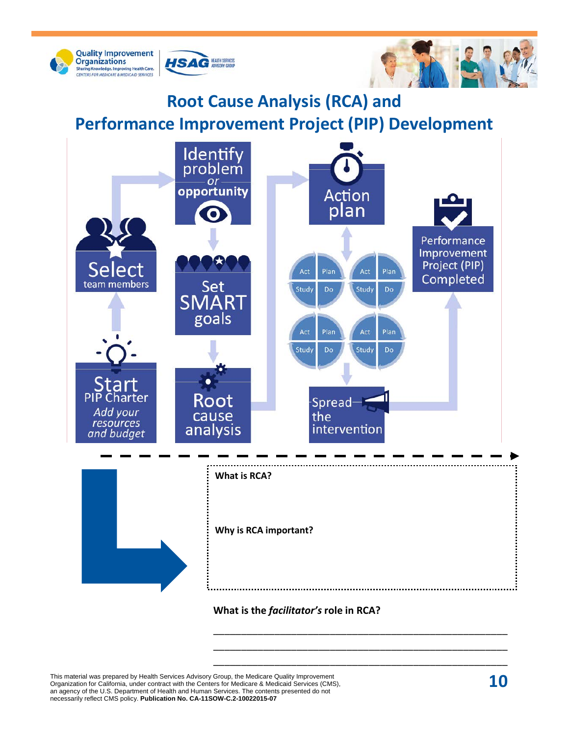# Root Cause Analysis (RCA) and Performance Improvement Project (PIP) Development

**Start** PIP Charter
*Add your resources and budget*

**Select** team members

**Identify problem** *or* **opportunity**

**Set SMART goals**

**Root cause analysis**

**Action plan**

Act | Plan | Study | Do

Act | Plan | Study | Do

Act | Plan | Study | Do

Act | Plan | Study | Do

**Spread the intervention**

**Performance Improvement Project (PIP) Completed**

**What is RCA?**

**Why is RCA important?**

**What is the *facilitator's* role in RCA?**

\_\_\_\_\_\_\_\_\_\_\_\_\_\_\_\_\_\_\_\_\_\_\_\_\_\_\_\_\_\_\_\_\_\_\_\_\_\_\_\_\_\_\_\_\_\_\_\_\_\_\_\_\_\_\_\_\_\_

\_\_\_\_\_\_\_\_\_\_\_\_\_\_\_\_\_\_\_\_\_\_\_\_\_\_\_\_\_\_\_\_\_\_\_\_\_\_\_\_\_\_\_\_\_\_\_\_\_\_\_\_\_\_\_\_\_\_

\_\_\_\_\_\_\_\_\_\_\_\_\_\_\_\_\_\_\_\_\_\_\_\_\_\_\_\_\_\_\_\_\_\_\_\_\_\_\_\_\_\_\_\_\_\_\_\_\_\_\_\_\_\_\_\_\_\_

This material was prepared by Health Services Advisory Group, the Medicare Quality Improvement Organization for California, under contract with the Centers for Medicare & Medicaid Services (CMS), an agency of the U.S. Department of Health and Human Services. The contents presented do not necessarily reflect CMS policy. **Publication No. CA-11SOW-C.2-10022015-07**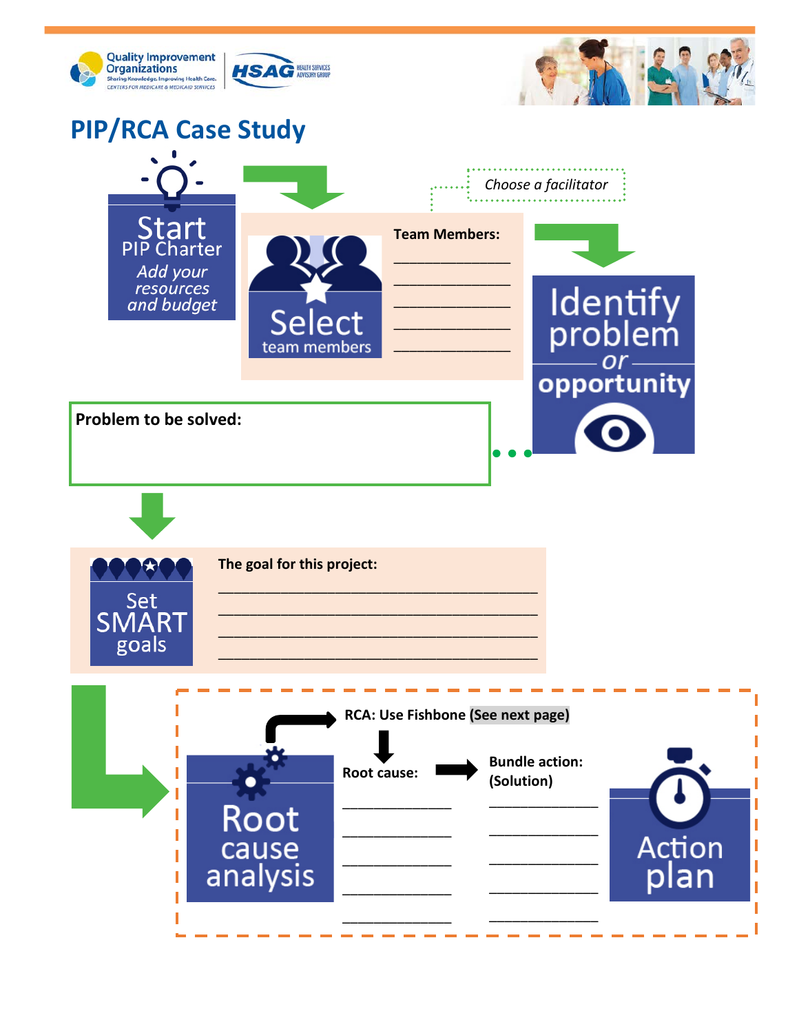# PIP/RCA Case Study

**Start**
PIP Charter
*Add your resources and budget*

**Select** team members

*Choose a facilitator*

**Team Members:**

______________

______________

______________

______________

______________

**Identify problem** *or* **opportunity**

**Problem to be solved:**

**Set SMART goals**

**The goal for this project:**

______________________________________

______________________________________

______________________________________

______________________________________

**Root cause analysis**

**RCA: Use Fishbone (See next page)**

**Root cause:**

______________

______________

______________

______________

______________

**Bundle action: (Solution)**

______________

______________

______________

______________

______________

**Action plan**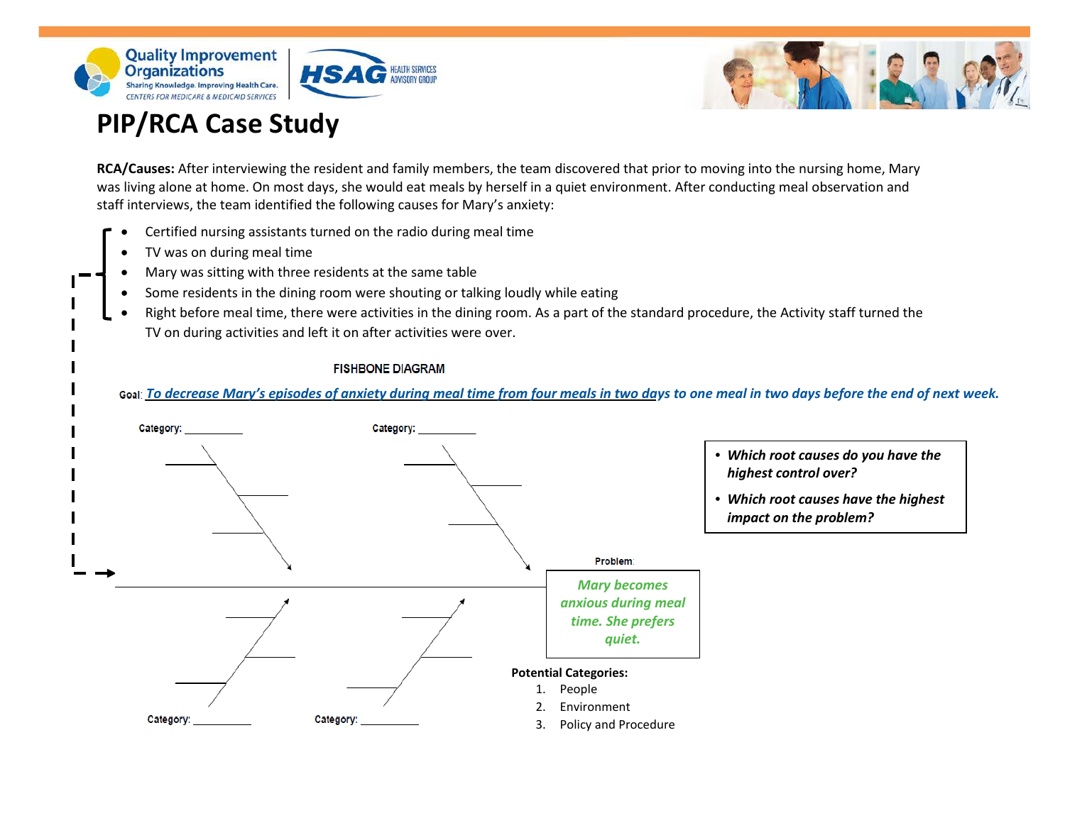# PIP/RCA Case Study

**RCA/Causes:** After interviewing the resident and family members, the team discovered that prior to moving into the nursing home, Mary was living alone at home. On most days, she would eat meals by herself in a quiet environment. After conducting meal observation and staff interviews, the team identified the following causes for Mary's anxiety:

- Certified nursing assistants turned on the radio during meal time
- TV was on during meal time
- Mary was sitting with three residents at the same table
- Some residents in the dining room were shouting or talking loudly while eating
- Right before meal time, there were activities in the dining room. As a part of the standard procedure, the Activity staff turned the TV on during activities and left it on after activities were over.

FISHBONE DIAGRAM

Goal: *To decrease Mary's episodes of anxiety during meal time from four meals in two days to one meal in two days before the end of next week.*

Category: ____________

Category: ____________

Category: ____________

Category: ____________

Problem:

*Mary becomes anxious during meal time. She prefers quiet.*

- ***Which root causes do you have the highest control over?***
- ***Which root causes have the highest impact on the problem?***

**Potential Categories:**

1. People
2. Environment
3. Policy and Procedure